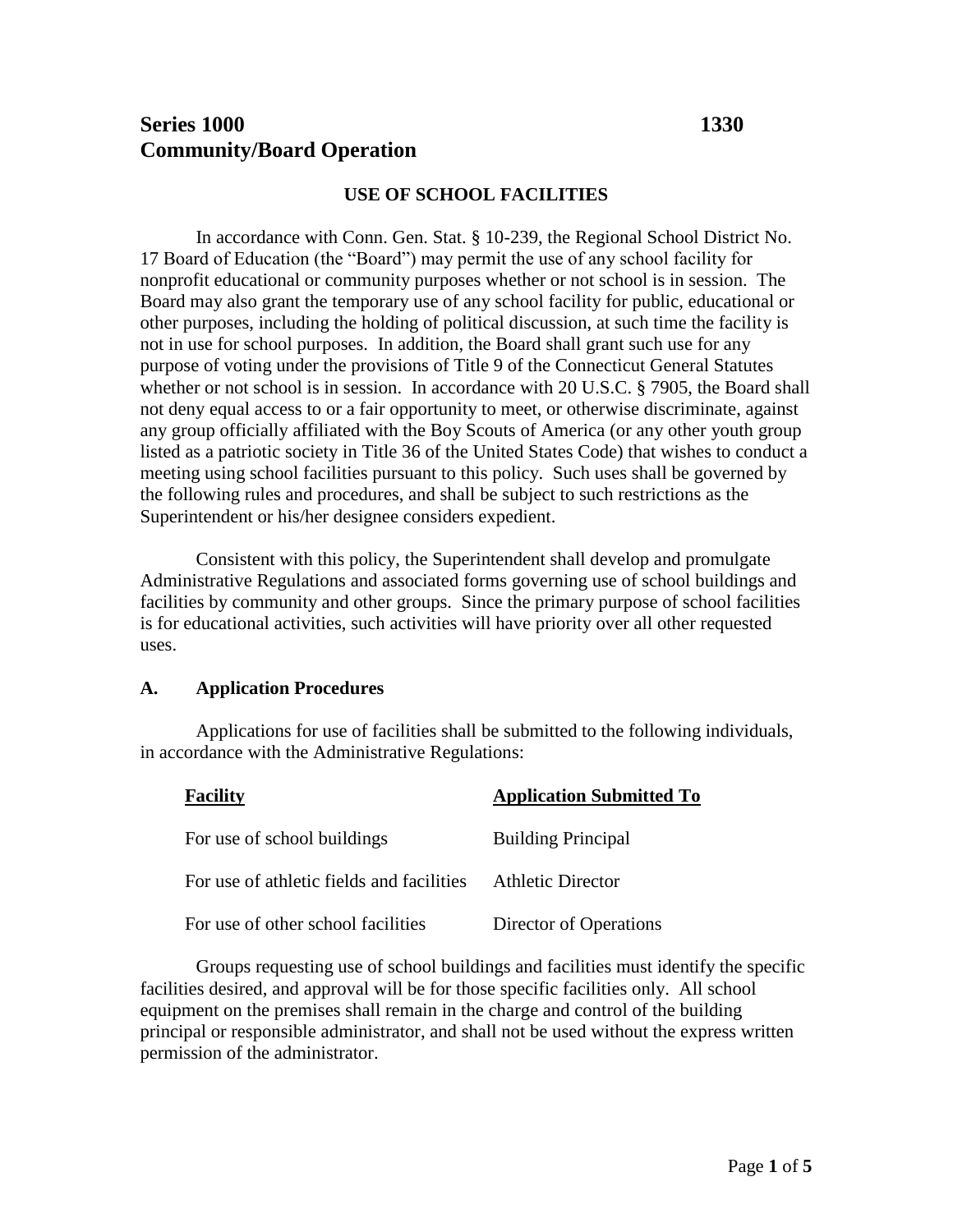# Series 1000 1330
# Community/Board Operation

## USE OF SCHOOL FACILITIES

In accordance with Conn. Gen. Stat. § 10-239, the Regional School District No. 17 Board of Education (the "Board") may permit the use of any school facility for nonprofit educational or community purposes whether or not school is in session. The Board may also grant the temporary use of any school facility for public, educational or other purposes, including the holding of political discussion, at such time the facility is not in use for school purposes. In addition, the Board shall grant such use for any purpose of voting under the provisions of Title 9 of the Connecticut General Statutes whether or not school is in session. In accordance with 20 U.S.C. § 7905, the Board shall not deny equal access to or a fair opportunity to meet, or otherwise discriminate, against any group officially affiliated with the Boy Scouts of America (or any other youth group listed as a patriotic society in Title 36 of the United States Code) that wishes to conduct a meeting using school facilities pursuant to this policy. Such uses shall be governed by the following rules and procedures, and shall be subject to such restrictions as the Superintendent or his/her designee considers expedient.

Consistent with this policy, the Superintendent shall develop and promulgate Administrative Regulations and associated forms governing use of school buildings and facilities by community and other groups. Since the primary purpose of school facilities is for educational activities, such activities will have priority over all other requested uses.

### A. Application Procedures

Applications for use of facilities shall be submitted to the following individuals, in accordance with the Administrative Regulations:

| Facility | Application Submitted To |
|---|---|
| For use of school buildings | Building Principal |
| For use of athletic fields and facilities | Athletic Director |
| For use of other school facilities | Director of Operations |

Groups requesting use of school buildings and facilities must identify the specific facilities desired, and approval will be for those specific facilities only. All school equipment on the premises shall remain in the charge and control of the building principal or responsible administrator, and shall not be used without the express written permission of the administrator.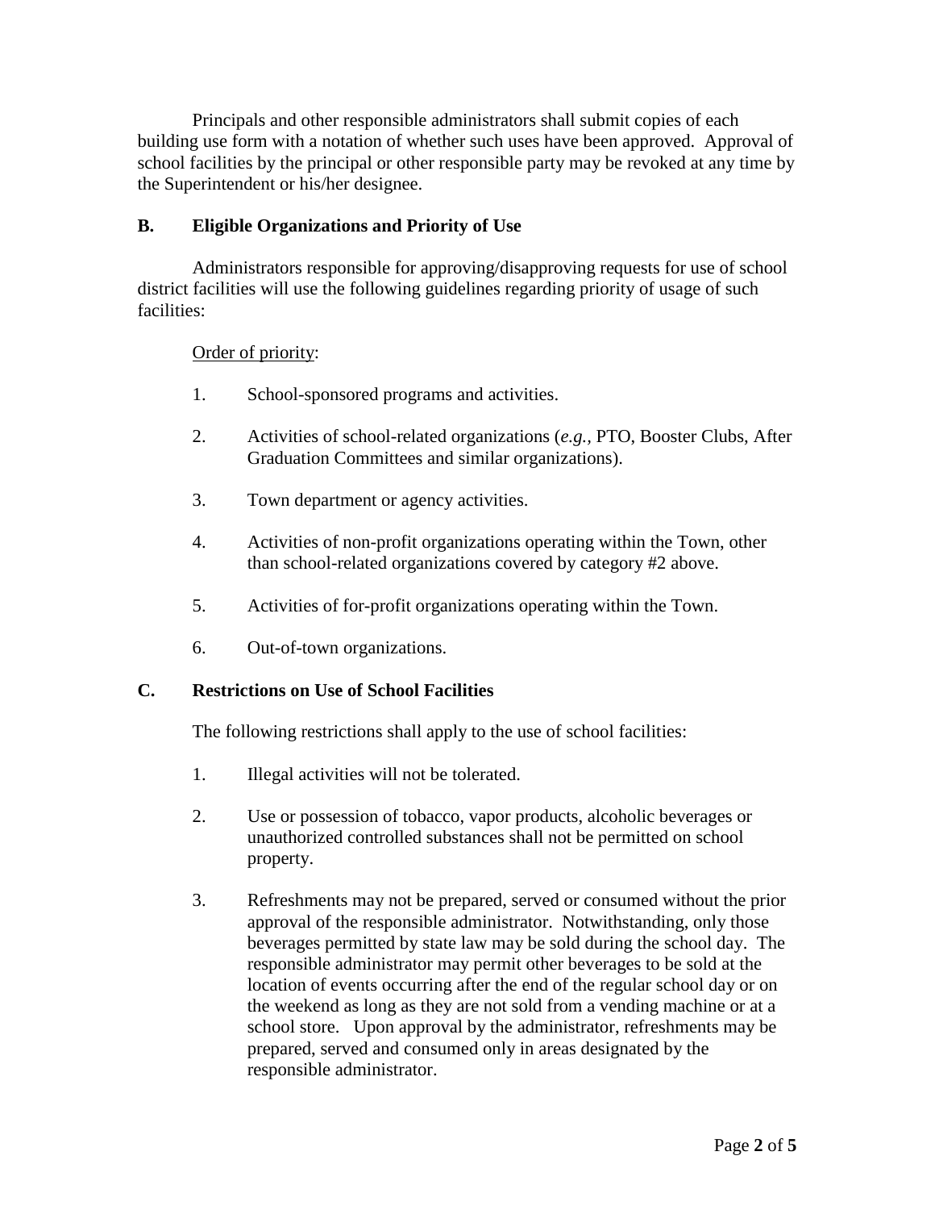Principals and other responsible administrators shall submit copies of each building use form with a notation of whether such uses have been approved. Approval of school facilities by the principal or other responsible party may be revoked at any time by the Superintendent or his/her designee.

## B. Eligible Organizations and Priority of Use

Administrators responsible for approving/disapproving requests for use of school district facilities will use the following guidelines regarding priority of usage of such facilities:

<u>Order of priority</u>:

1. School-sponsored programs and activities.
2. Activities of school-related organizations (*e.g.*, PTO, Booster Clubs, After Graduation Committees and similar organizations).
3. Town department or agency activities.
4. Activities of non-profit organizations operating within the Town, other than school-related organizations covered by category #2 above.
5. Activities of for-profit organizations operating within the Town.
6. Out-of-town organizations.

## C. Restrictions on Use of School Facilities

The following restrictions shall apply to the use of school facilities:

1. Illegal activities will not be tolerated.
2. Use or possession of tobacco, vapor products, alcoholic beverages or unauthorized controlled substances shall not be permitted on school property.
3. Refreshments may not be prepared, served or consumed without the prior approval of the responsible administrator. Notwithstanding, only those beverages permitted by state law may be sold during the school day. The responsible administrator may permit other beverages to be sold at the location of events occurring after the end of the regular school day or on the weekend as long as they are not sold from a vending machine or at a school store. Upon approval by the administrator, refreshments may be prepared, served and consumed only in areas designated by the responsible administrator.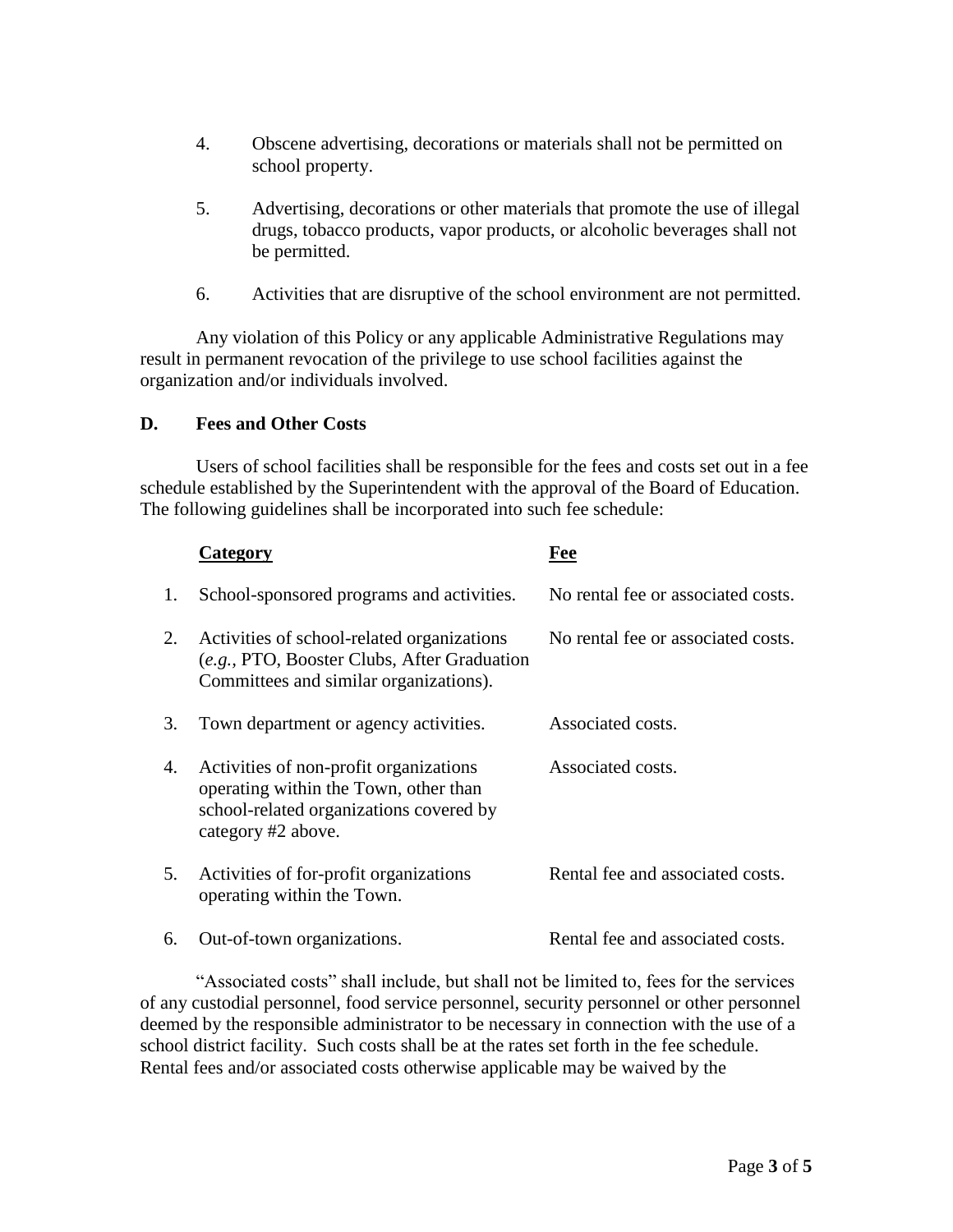4. Obscene advertising, decorations or materials shall not be permitted on school property.

5. Advertising, decorations or other materials that promote the use of illegal drugs, tobacco products, vapor products, or alcoholic beverages shall not be permitted.

6. Activities that are disruptive of the school environment are not permitted.

Any violation of this Policy or any applicable Administrative Regulations may result in permanent revocation of the privilege to use school facilities against the organization and/or individuals involved.

**D. Fees and Other Costs**

Users of school facilities shall be responsible for the fees and costs set out in a fee schedule established by the Superintendent with the approval of the Board of Education. The following guidelines shall be incorporated into such fee schedule:

| | Category | Fee |
|---|---|---|
| 1. | School-sponsored programs and activities. | No rental fee or associated costs. |
| 2. | Activities of school-related organizations (*e.g.*, PTO, Booster Clubs, After Graduation Committees and similar organizations). | No rental fee or associated costs. |
| 3. | Town department or agency activities. | Associated costs. |
| 4. | Activities of non-profit organizations operating within the Town, other than school-related organizations covered by category #2 above. | Associated costs. |
| 5. | Activities of for-profit organizations operating within the Town. | Rental fee and associated costs. |
| 6. | Out-of-town organizations. | Rental fee and associated costs. |

"Associated costs" shall include, but shall not be limited to, fees for the services of any custodial personnel, food service personnel, security personnel or other personnel deemed by the responsible administrator to be necessary in connection with the use of a school district facility. Such costs shall be at the rates set forth in the fee schedule. Rental fees and/or associated costs otherwise applicable may be waived by the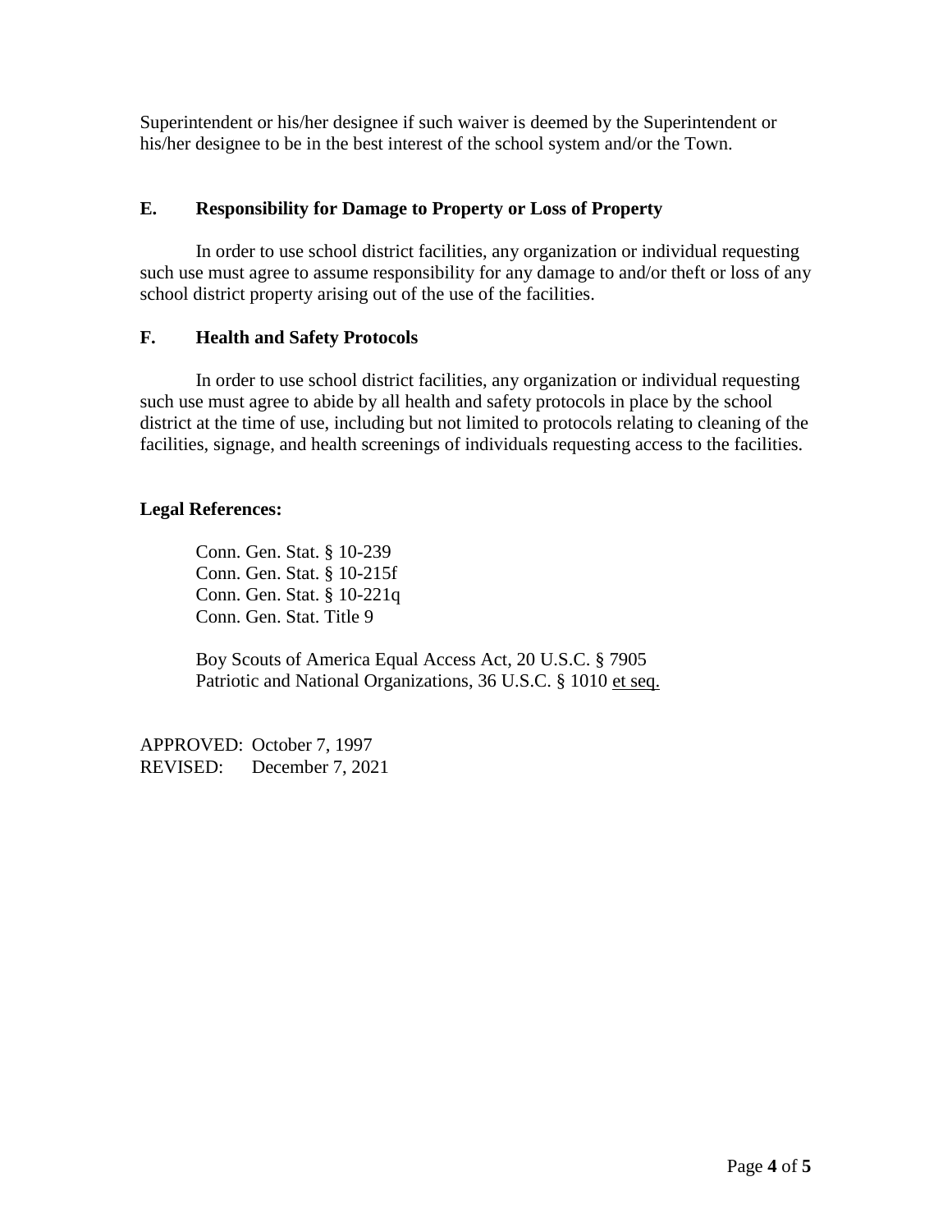Superintendent or his/her designee if such waiver is deemed by the Superintendent or his/her designee to be in the best interest of the school system and/or the Town.

## E. Responsibility for Damage to Property or Loss of Property

In order to use school district facilities, any organization or individual requesting such use must agree to assume responsibility for any damage to and/or theft or loss of any school district property arising out of the use of the facilities.

## F. Health and Safety Protocols

In order to use school district facilities, any organization or individual requesting such use must agree to abide by all health and safety protocols in place by the school district at the time of use, including but not limited to protocols relating to cleaning of the facilities, signage, and health screenings of individuals requesting access to the facilities.

**Legal References:**

Conn. Gen. Stat. § 10-239
Conn. Gen. Stat. § 10-215f
Conn. Gen. Stat. § 10-221q
Conn. Gen. Stat. Title 9

Boy Scouts of America Equal Access Act, 20 U.S.C. § 7905
Patriotic and National Organizations, 36 U.S.C. § 1010 et seq.

APPROVED: October 7, 1997
REVISED: December 7, 2021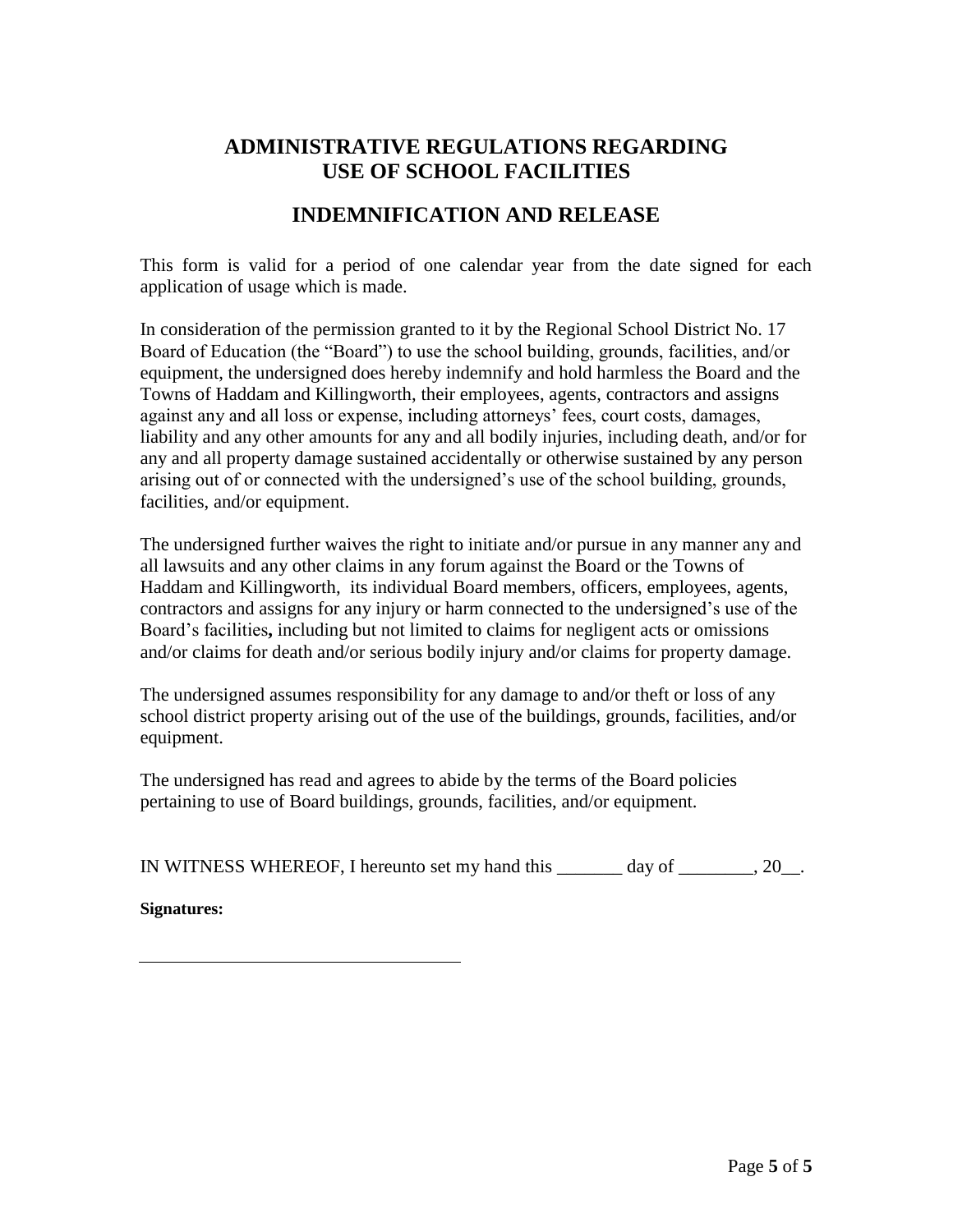# ADMINISTRATIVE REGULATIONS REGARDING USE OF SCHOOL FACILITIES

## INDEMNIFICATION AND RELEASE

This form is valid for a period of one calendar year from the date signed for each application of usage which is made.

In consideration of the permission granted to it by the Regional School District No. 17 Board of Education (the "Board") to use the school building, grounds, facilities, and/or equipment, the undersigned does hereby indemnify and hold harmless the Board and the Towns of Haddam and Killingworth, their employees, agents, contractors and assigns against any and all loss or expense, including attorneys' fees, court costs, damages, liability and any other amounts for any and all bodily injuries, including death, and/or for any and all property damage sustained accidentally or otherwise sustained by any person arising out of or connected with the undersigned's use of the school building, grounds, facilities, and/or equipment.

The undersigned further waives the right to initiate and/or pursue in any manner any and all lawsuits and any other claims in any forum against the Board or the Towns of Haddam and Killingworth, its individual Board members, officers, employees, agents, contractors and assigns for any injury or harm connected to the undersigned's use of the Board's facilities**,** including but not limited to claims for negligent acts or omissions and/or claims for death and/or serious bodily injury and/or claims for property damage.

The undersigned assumes responsibility for any damage to and/or theft or loss of any school district property arising out of the use of the buildings, grounds, facilities, and/or equipment.

The undersigned has read and agrees to abide by the terms of the Board policies pertaining to use of Board buildings, grounds, facilities, and/or equipment.

IN WITNESS WHEREOF, I hereunto set my hand this _______ day of ________, 20__.

**Signatures:**

___________________________________